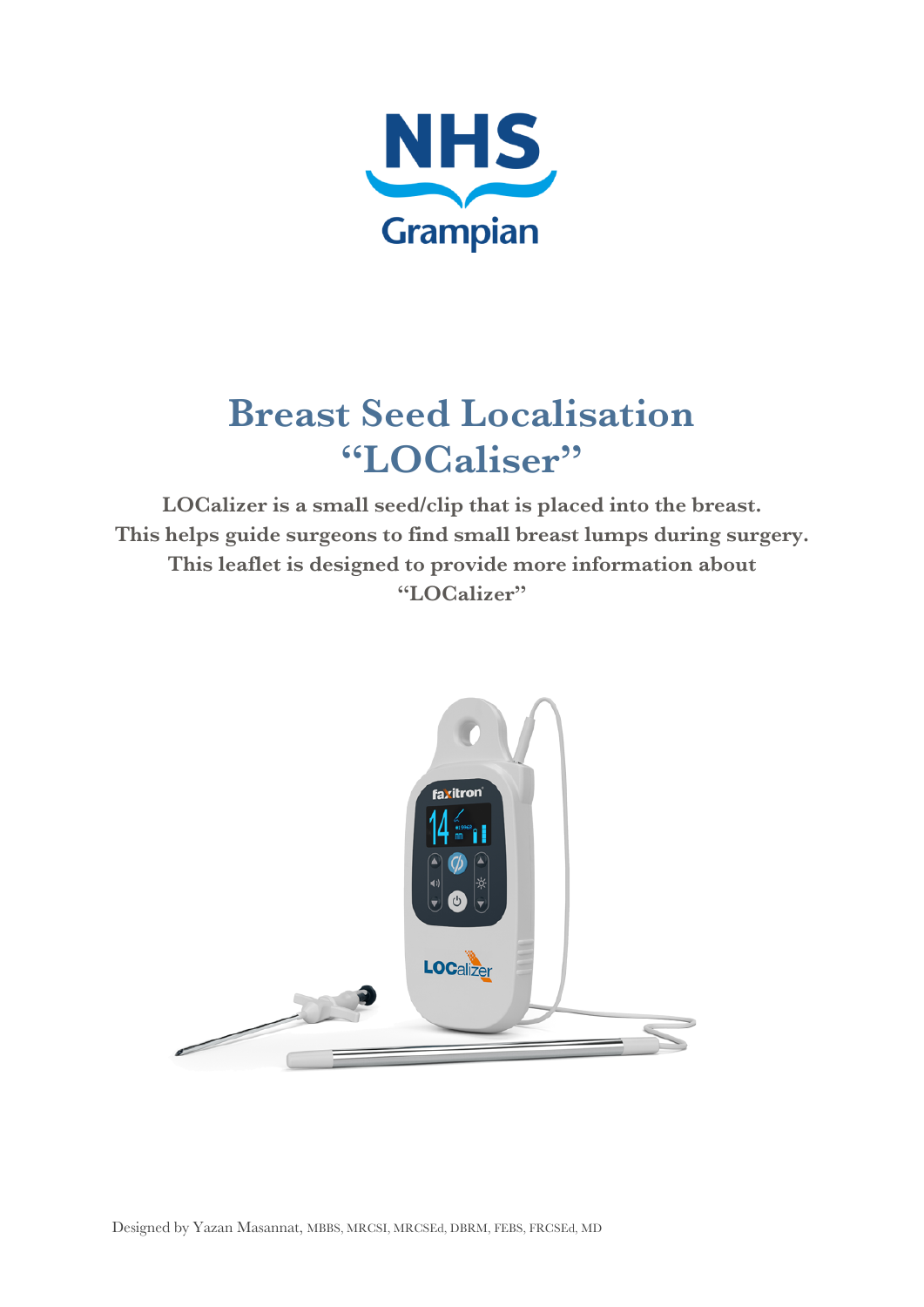NHS Grampian

# Breast Seed Localisation "LOCaliser"

**LOCalizer is a small seed/clip that is placed into the breast. This helps guide surgeons to find small breast lumps during surgery. This leaflet is designed to provide more information about "LOCalizer"**

Designed by Yazan Masannat, MBBS, MRCSI, MRCSEd, DBRM, FEBS, FRCSEd, MD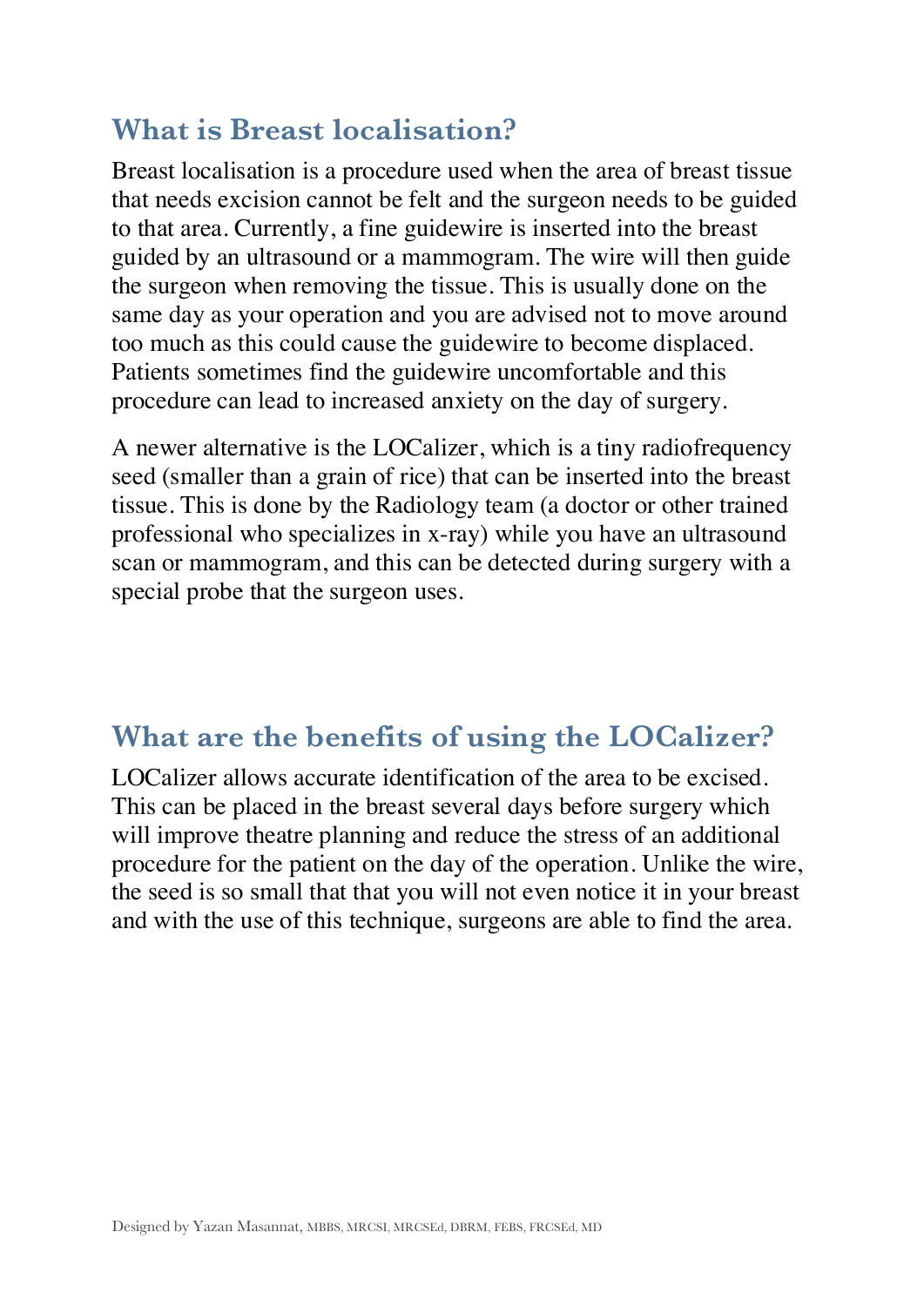## What is Breast localisation?

Breast localisation is a procedure used when the area of breast tissue that needs excision cannot be felt and the surgeon needs to be guided to that area. Currently, a fine guidewire is inserted into the breast guided by an ultrasound or a mammogram. The wire will then guide the surgeon when removing the tissue. This is usually done on the same day as your operation and you are advised not to move around too much as this could cause the guidewire to become displaced. Patients sometimes find the guidewire uncomfortable and this procedure can lead to increased anxiety on the day of surgery.

A newer alternative is the LOCalizer, which is a tiny radiofrequency seed (smaller than a grain of rice) that can be inserted into the breast tissue. This is done by the Radiology team (a doctor or other trained professional who specializes in x-ray) while you have an ultrasound scan or mammogram, and this can be detected during surgery with a special probe that the surgeon uses.

## What are the benefits of using the LOCalizer?

LOCalizer allows accurate identification of the area to be excised. This can be placed in the breast several days before surgery which will improve theatre planning and reduce the stress of an additional procedure for the patient on the day of the operation. Unlike the wire, the seed is so small that that you will not even notice it in your breast and with the use of this technique, surgeons are able to find the area.

Designed by Yazan Masannat, MBBS, MRCSI, MRCSEd, DBRM, FEBS, FRCSEd, MD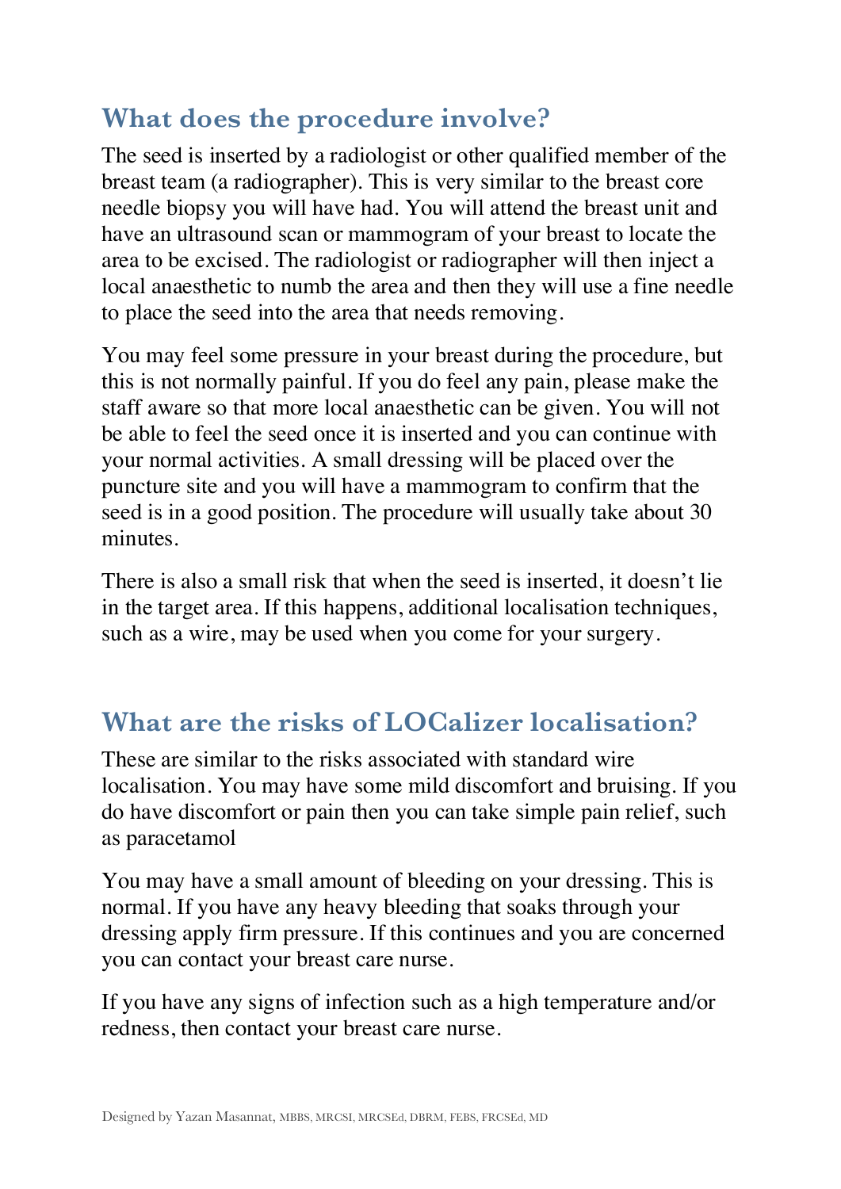## What does the procedure involve?

The seed is inserted by a radiologist or other qualified member of the breast team (a radiographer). This is very similar to the breast core needle biopsy you will have had. You will attend the breast unit and have an ultrasound scan or mammogram of your breast to locate the area to be excised. The radiologist or radiographer will then inject a local anaesthetic to numb the area and then they will use a fine needle to place the seed into the area that needs removing.

You may feel some pressure in your breast during the procedure, but this is not normally painful. If you do feel any pain, please make the staff aware so that more local anaesthetic can be given. You will not be able to feel the seed once it is inserted and you can continue with your normal activities. A small dressing will be placed over the puncture site and you will have a mammogram to confirm that the seed is in a good position. The procedure will usually take about 30 minutes.

There is also a small risk that when the seed is inserted, it doesn't lie in the target area. If this happens, additional localisation techniques, such as a wire, may be used when you come for your surgery.

## What are the risks of LOCalizer localisation?

These are similar to the risks associated with standard wire localisation. You may have some mild discomfort and bruising. If you do have discomfort or pain then you can take simple pain relief, such as paracetamol

You may have a small amount of bleeding on your dressing. This is normal. If you have any heavy bleeding that soaks through your dressing apply firm pressure. If this continues and you are concerned you can contact your breast care nurse.

If you have any signs of infection such as a high temperature and/or redness, then contact your breast care nurse.

Designed by Yazan Masannat, MBBS, MRCSI, MRCSEd, DBRM, FEBS, FRCSEd, MD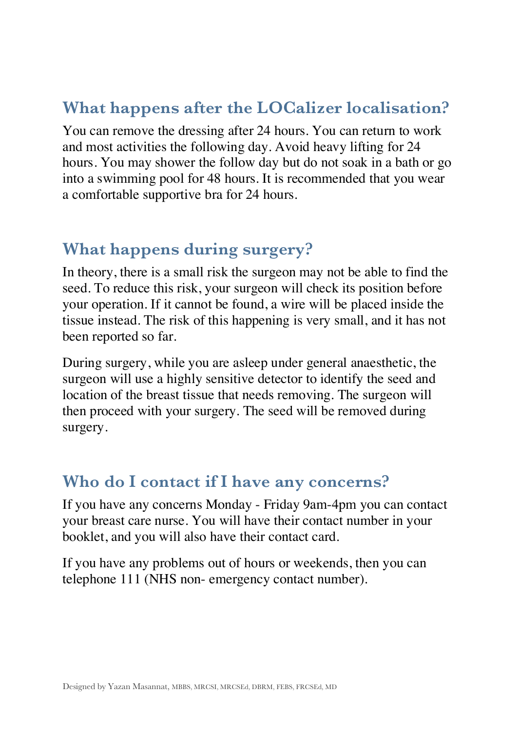## What happens after the LOCalizer localisation?

You can remove the dressing after 24 hours. You can return to work and most activities the following day. Avoid heavy lifting for 24 hours. You may shower the follow day but do not soak in a bath or go into a swimming pool for 48 hours. It is recommended that you wear a comfortable supportive bra for 24 hours.

## What happens during surgery?

In theory, there is a small risk the surgeon may not be able to find the seed. To reduce this risk, your surgeon will check its position before your operation. If it cannot be found, a wire will be placed inside the tissue instead. The risk of this happening is very small, and it has not been reported so far.

During surgery, while you are asleep under general anaesthetic, the surgeon will use a highly sensitive detector to identify the seed and location of the breast tissue that needs removing. The surgeon will then proceed with your surgery. The seed will be removed during surgery.

## Who do I contact if I have any concerns?

If you have any concerns Monday - Friday 9am-4pm you can contact your breast care nurse. You will have their contact number in your booklet, and you will also have their contact card.

If you have any problems out of hours or weekends, then you can telephone 111 (NHS non- emergency contact number).

Designed by Yazan Masannat, MBBS, MRCSI, MRCSEd, DBRM, FEBS, FRCSEd, MD